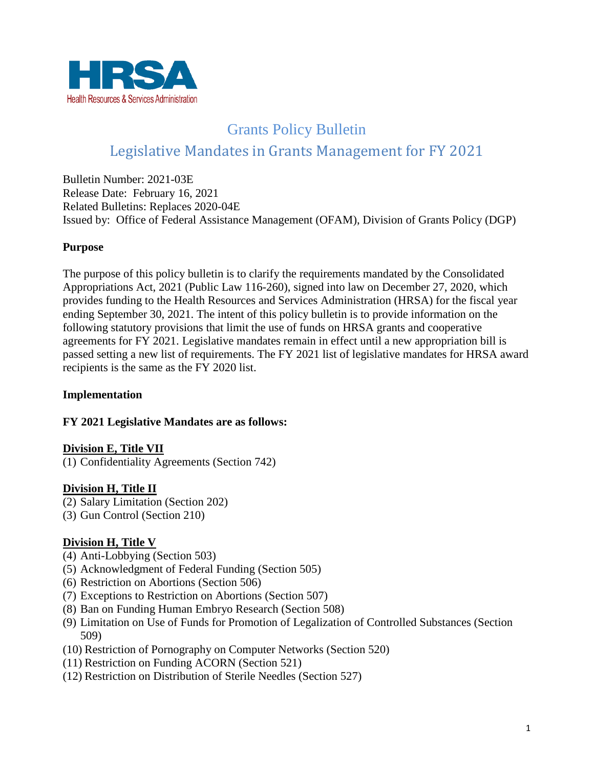HRSA

Health Resources & Services Administration

# Grants Policy Bulletin

## Legislative Mandates in Grants Management for FY 2021

Bulletin Number: 2021-03E
Release Date: February 16, 2021
Related Bulletins: Replaces 2020-04E
Issued by: Office of Federal Assistance Management (OFAM), Division of Grants Policy (DGP)

### Purpose

The purpose of this policy bulletin is to clarify the requirements mandated by the Consolidated Appropriations Act, 2021 (Public Law 116-260), signed into law on December 27, 2020, which provides funding to the Health Resources and Services Administration (HRSA) for the fiscal year ending September 30, 2021. The intent of this policy bulletin is to provide information on the following statutory provisions that limit the use of funds on HRSA grants and cooperative agreements for FY 2021. Legislative mandates remain in effect until a new appropriation bill is passed setting a new list of requirements. The FY 2021 list of legislative mandates for HRSA award recipients is the same as the FY 2020 list.

### Implementation

**FY 2021 Legislative Mandates are as follows:**

**Division E, Title VII**

(1) Confidentiality Agreements (Section 742)

**Division H, Title II**

(2) Salary Limitation (Section 202)
(3) Gun Control (Section 210)

**Division H, Title V**

(4) Anti-Lobbying (Section 503)
(5) Acknowledgment of Federal Funding (Section 505)
(6) Restriction on Abortions (Section 506)
(7) Exceptions to Restriction on Abortions (Section 507)
(8) Ban on Funding Human Embryo Research (Section 508)
(9) Limitation on Use of Funds for Promotion of Legalization of Controlled Substances (Section 509)
(10) Restriction of Pornography on Computer Networks (Section 520)
(11) Restriction on Funding ACORN (Section 521)
(12) Restriction on Distribution of Sterile Needles (Section 527)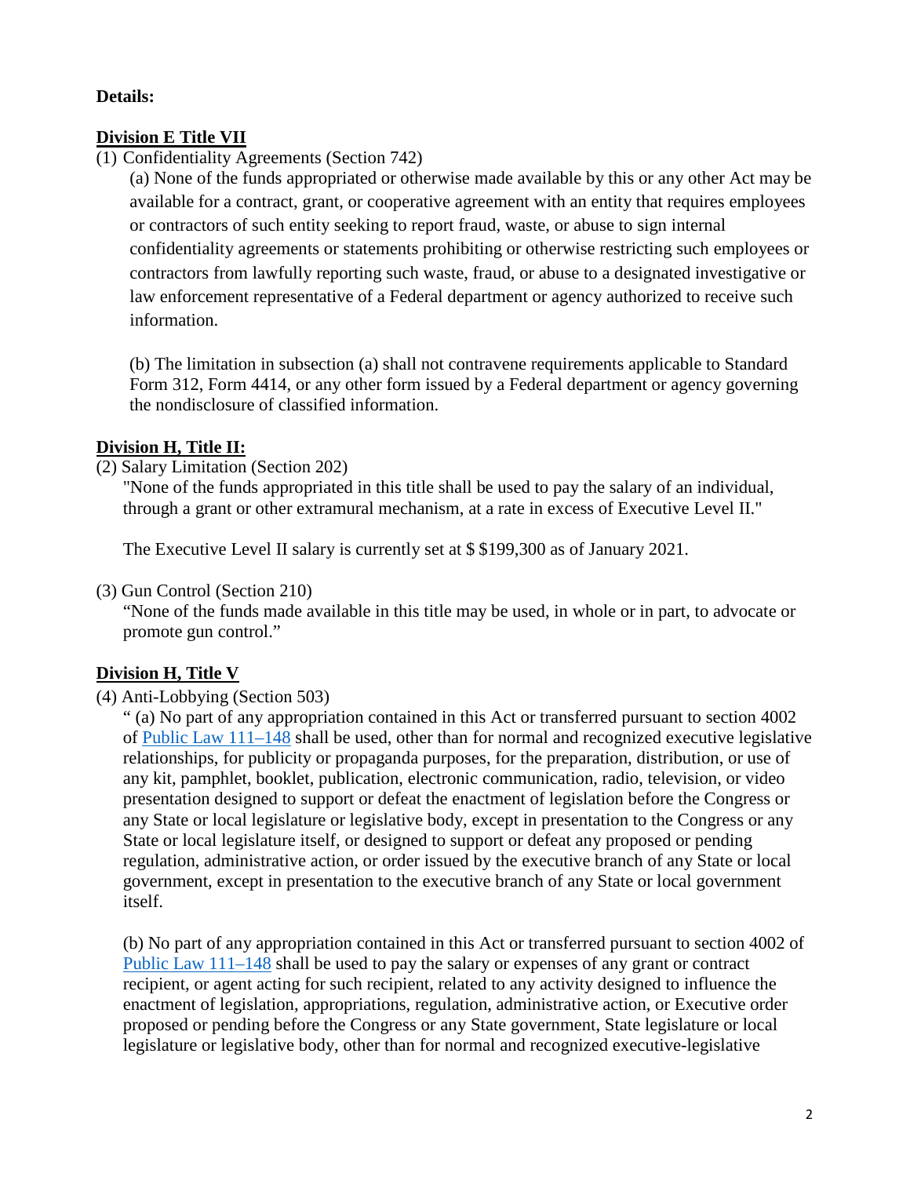**Details:**

**Division E Title VII**

(1) Confidentiality Agreements (Section 742)

(a) None of the funds appropriated or otherwise made available by this or any other Act may be available for a contract, grant, or cooperative agreement with an entity that requires employees or contractors of such entity seeking to report fraud, waste, or abuse to sign internal confidentiality agreements or statements prohibiting or otherwise restricting such employees or contractors from lawfully reporting such waste, fraud, or abuse to a designated investigative or law enforcement representative of a Federal department or agency authorized to receive such information.

(b) The limitation in subsection (a) shall not contravene requirements applicable to Standard Form 312, Form 4414, or any other form issued by a Federal department or agency governing the nondisclosure of classified information.

**Division H, Title II:**

(2) Salary Limitation (Section 202)

"None of the funds appropriated in this title shall be used to pay the salary of an individual, through a grant or other extramural mechanism, at a rate in excess of Executive Level II."

The Executive Level II salary is currently set at $ $199,300 as of January 2021.

(3) Gun Control (Section 210)

"None of the funds made available in this title may be used, in whole or in part, to advocate or promote gun control."

**Division H, Title V**

(4) Anti-Lobbying (Section 503)

" (a) No part of any appropriation contained in this Act or transferred pursuant to section 4002 of [Public Law 111–148] shall be used, other than for normal and recognized executive legislative relationships, for publicity or propaganda purposes, for the preparation, distribution, or use of any kit, pamphlet, booklet, publication, electronic communication, radio, television, or video presentation designed to support or defeat the enactment of legislation before the Congress or any State or local legislature or legislative body, except in presentation to the Congress or any State or local legislature itself, or designed to support or defeat any proposed or pending regulation, administrative action, or order issued by the executive branch of any State or local government, except in presentation to the executive branch of any State or local government itself.

(b) No part of any appropriation contained in this Act or transferred pursuant to section 4002 of [Public Law 111–148] shall be used to pay the salary or expenses of any grant or contract recipient, or agent acting for such recipient, related to any activity designed to influence the enactment of legislation, appropriations, regulation, administrative action, or Executive order proposed or pending before the Congress or any State government, State legislature or local legislature or legislative body, other than for normal and recognized executive-legislative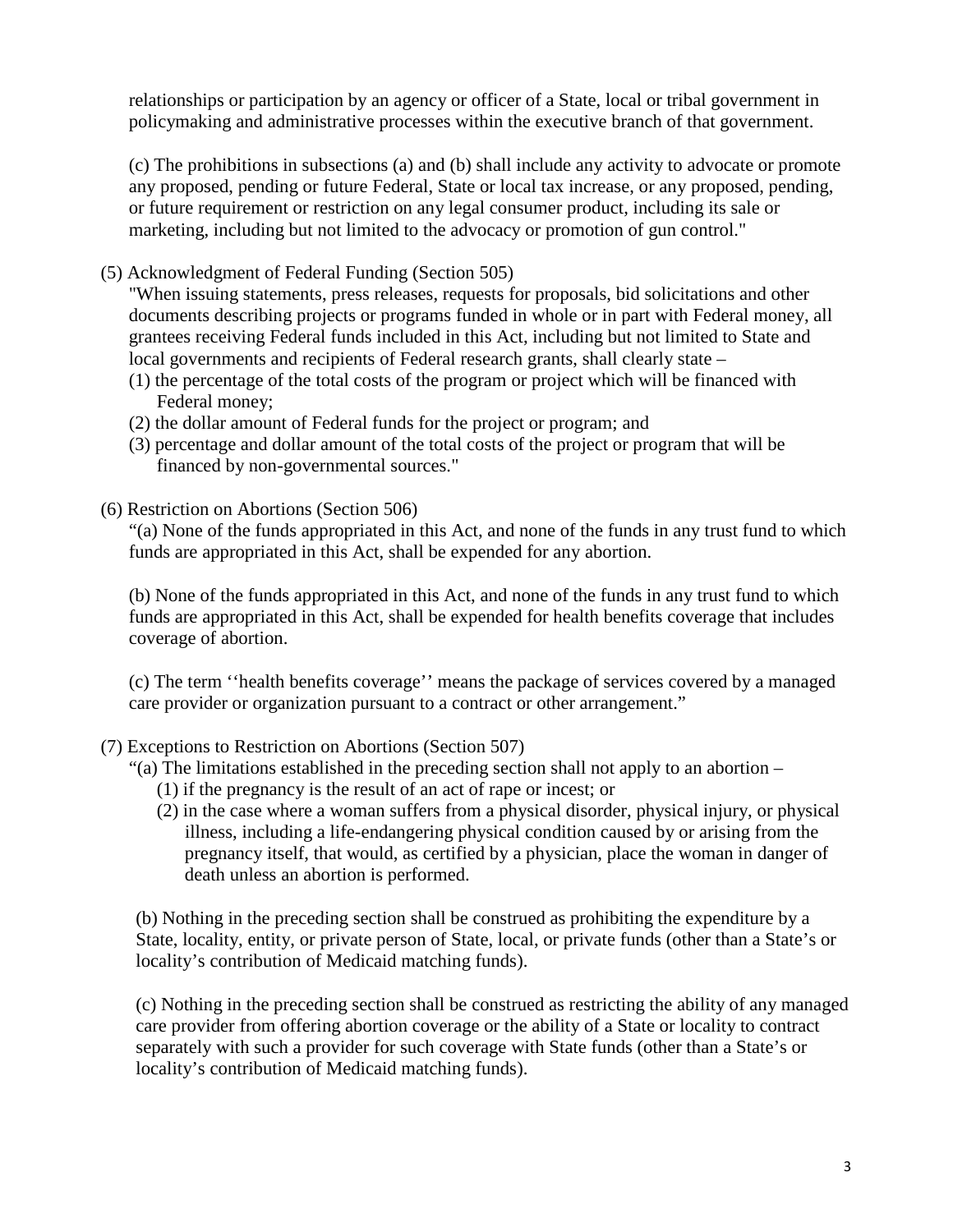relationships or participation by an agency or officer of a State, local or tribal government in policymaking and administrative processes within the executive branch of that government.

(c) The prohibitions in subsections (a) and (b) shall include any activity to advocate or promote any proposed, pending or future Federal, State or local tax increase, or any proposed, pending, or future requirement or restriction on any legal consumer product, including its sale or marketing, including but not limited to the advocacy or promotion of gun control."

(5) Acknowledgment of Federal Funding (Section 505)

"When issuing statements, press releases, requests for proposals, bid solicitations and other documents describing projects or programs funded in whole or in part with Federal money, all grantees receiving Federal funds included in this Act, including but not limited to State and local governments and recipients of Federal research grants, shall clearly state –

(1) the percentage of the total costs of the program or project which will be financed with Federal money;
(2) the dollar amount of Federal funds for the project or program; and
(3) percentage and dollar amount of the total costs of the project or program that will be financed by non-governmental sources."

(6) Restriction on Abortions (Section 506)

"(a) None of the funds appropriated in this Act, and none of the funds in any trust fund to which funds are appropriated in this Act, shall be expended for any abortion.

(b) None of the funds appropriated in this Act, and none of the funds in any trust fund to which funds are appropriated in this Act, shall be expended for health benefits coverage that includes coverage of abortion.

(c) The term ''health benefits coverage'' means the package of services covered by a managed care provider or organization pursuant to a contract or other arrangement."

(7) Exceptions to Restriction on Abortions (Section 507)

"(a) The limitations established in the preceding section shall not apply to an abortion –

(1) if the pregnancy is the result of an act of rape or incest; or
(2) in the case where a woman suffers from a physical disorder, physical injury, or physical illness, including a life-endangering physical condition caused by or arising from the pregnancy itself, that would, as certified by a physician, place the woman in danger of death unless an abortion is performed.

(b) Nothing in the preceding section shall be construed as prohibiting the expenditure by a State, locality, entity, or private person of State, local, or private funds (other than a State's or locality's contribution of Medicaid matching funds).

(c) Nothing in the preceding section shall be construed as restricting the ability of any managed care provider from offering abortion coverage or the ability of a State or locality to contract separately with such a provider for such coverage with State funds (other than a State's or locality's contribution of Medicaid matching funds).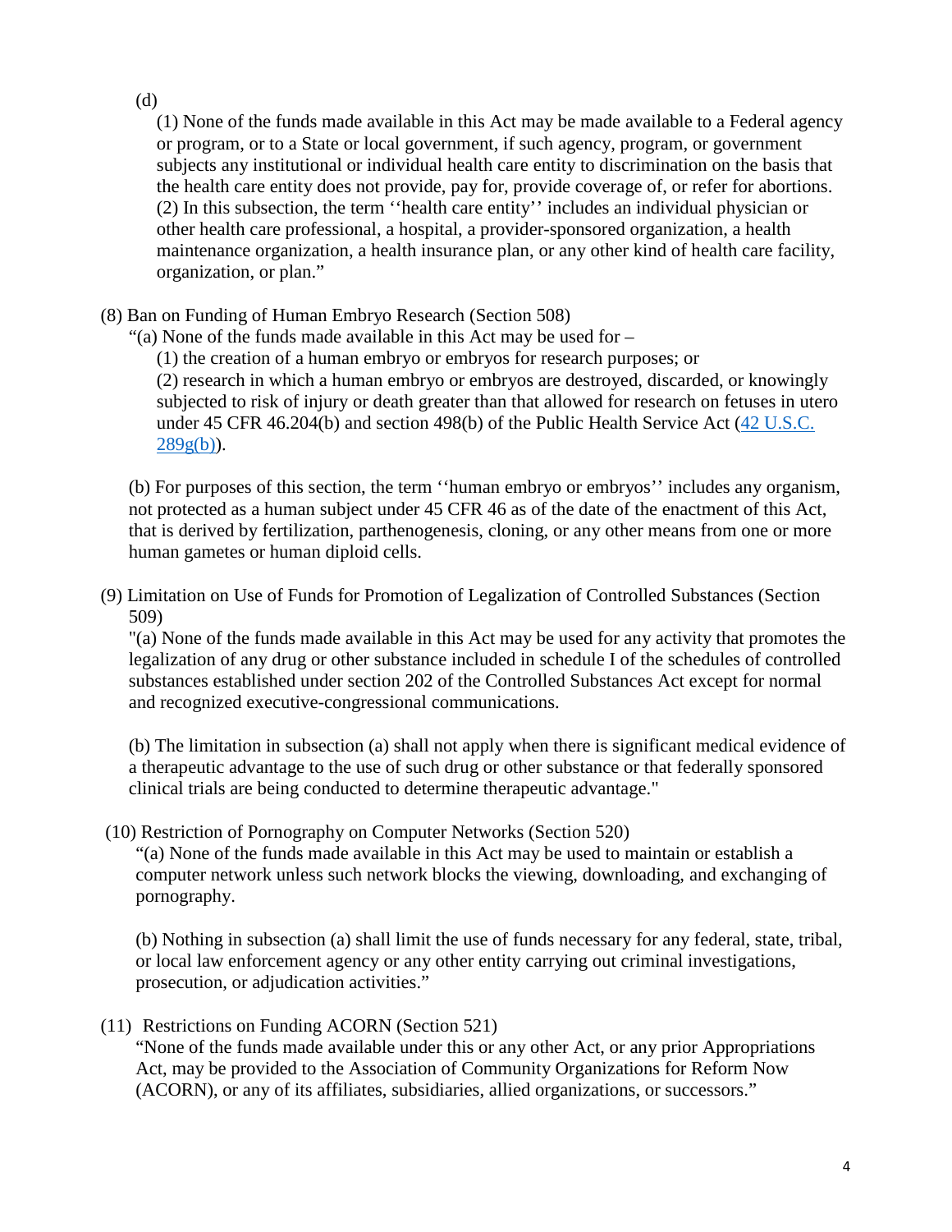(d)

(1) None of the funds made available in this Act may be made available to a Federal agency or program, or to a State or local government, if such agency, program, or government subjects any institutional or individual health care entity to discrimination on the basis that the health care entity does not provide, pay for, provide coverage of, or refer for abortions.
(2) In this subsection, the term ''health care entity'' includes an individual physician or other health care professional, a hospital, a provider-sponsored organization, a health maintenance organization, a health insurance plan, or any other kind of health care facility, organization, or plan."

(8) Ban on Funding of Human Embryo Research (Section 508)

"(a) None of the funds made available in this Act may be used for –

(1) the creation of a human embryo or embryos for research purposes; or
(2) research in which a human embryo or embryos are destroyed, discarded, or knowingly subjected to risk of injury or death greater than that allowed for research on fetuses in utero under 45 CFR 46.204(b) and section 498(b) of the Public Health Service Act (42 U.S.C. 289g(b)).

(b) For purposes of this section, the term ''human embryo or embryos'' includes any organism, not protected as a human subject under 45 CFR 46 as of the date of the enactment of this Act, that is derived by fertilization, parthenogenesis, cloning, or any other means from one or more human gametes or human diploid cells.

(9) Limitation on Use of Funds for Promotion of Legalization of Controlled Substances (Section 509)

"(a) None of the funds made available in this Act may be used for any activity that promotes the legalization of any drug or other substance included in schedule I of the schedules of controlled substances established under section 202 of the Controlled Substances Act except for normal and recognized executive-congressional communications.

(b) The limitation in subsection (a) shall not apply when there is significant medical evidence of a therapeutic advantage to the use of such drug or other substance or that federally sponsored clinical trials are being conducted to determine therapeutic advantage."

(10) Restriction of Pornography on Computer Networks (Section 520)

"(a) None of the funds made available in this Act may be used to maintain or establish a computer network unless such network blocks the viewing, downloading, and exchanging of pornography.

(b) Nothing in subsection (a) shall limit the use of funds necessary for any federal, state, tribal, or local law enforcement agency or any other entity carrying out criminal investigations, prosecution, or adjudication activities."

(11) Restrictions on Funding ACORN (Section 521)

"None of the funds made available under this or any other Act, or any prior Appropriations Act, may be provided to the Association of Community Organizations for Reform Now (ACORN), or any of its affiliates, subsidiaries, allied organizations, or successors."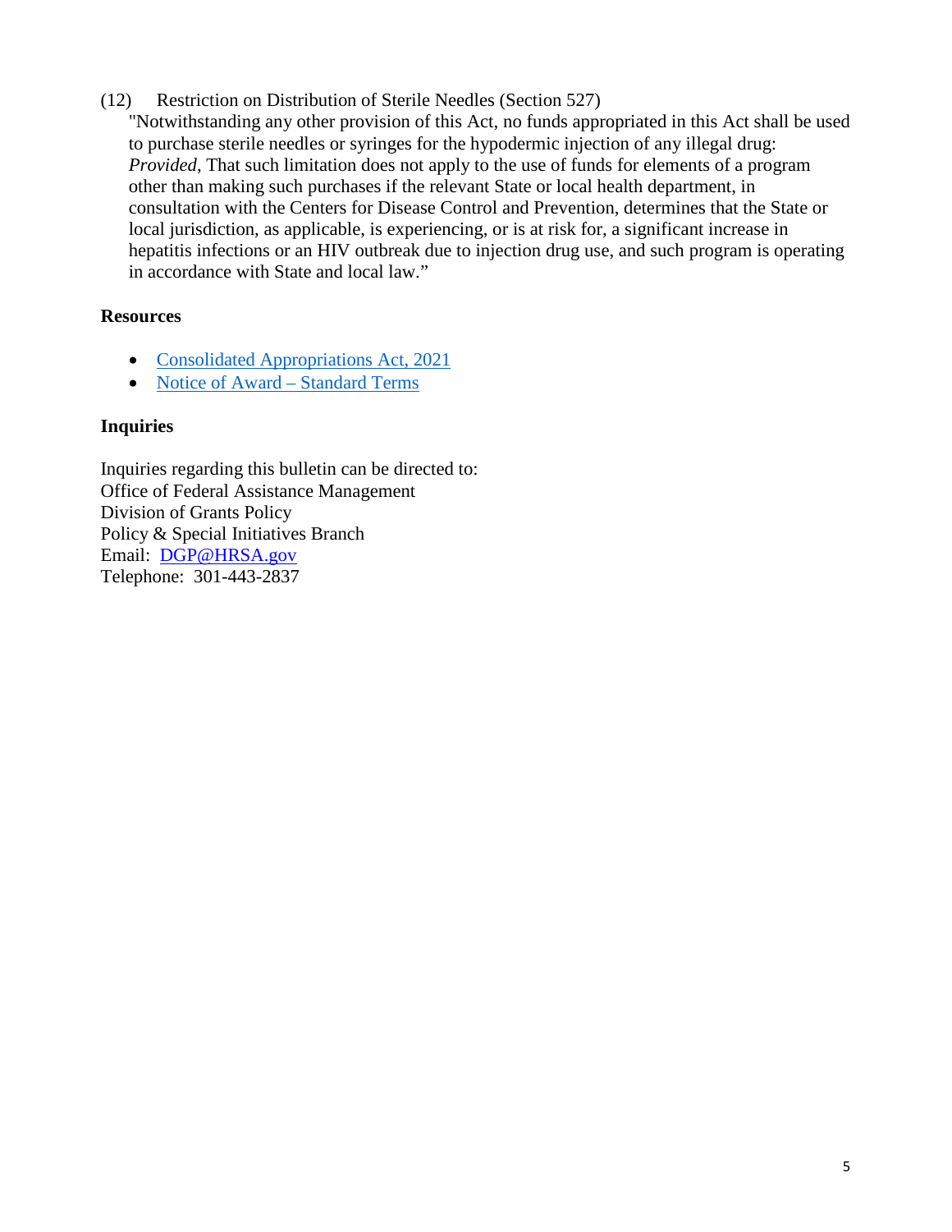(12) Restriction on Distribution of Sterile Needles (Section 527)

"Notwithstanding any other provision of this Act, no funds appropriated in this Act shall be used to purchase sterile needles or syringes for the hypodermic injection of any illegal drug: *Provided*, That such limitation does not apply to the use of funds for elements of a program other than making such purchases if the relevant State or local health department, in consultation with the Centers for Disease Control and Prevention, determines that the State or local jurisdiction, as applicable, is experiencing, or is at risk for, a significant increase in hepatitis infections or an HIV outbreak due to injection drug use, and such program is operating in accordance with State and local law."

**Resources**

- Consolidated Appropriations Act, 2021
- Notice of Award – Standard Terms

**Inquiries**

Inquiries regarding this bulletin can be directed to:
Office of Federal Assistance Management
Division of Grants Policy
Policy & Special Initiatives Branch
Email: DGP@HRSA.gov
Telephone: 301-443-2837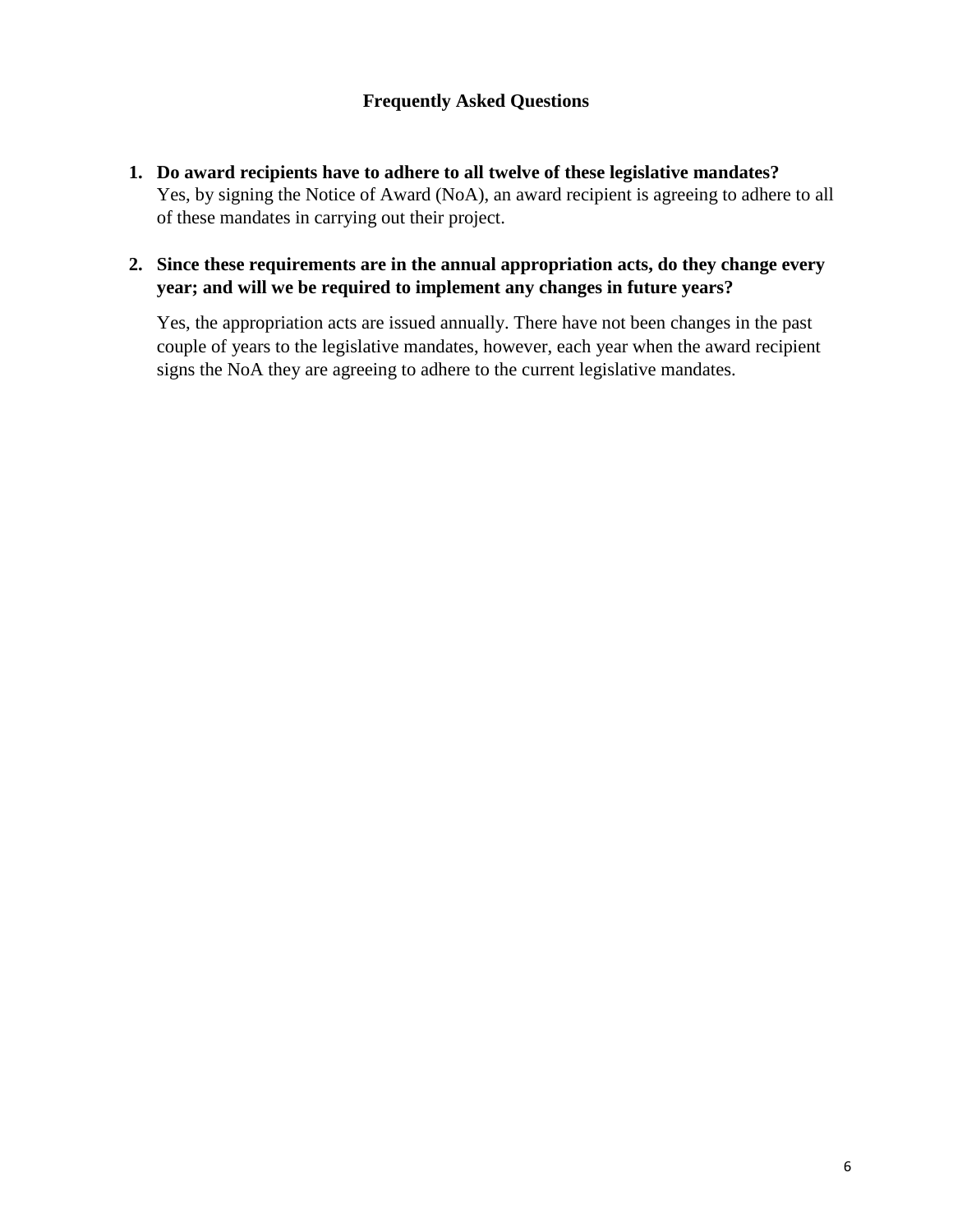## Frequently Asked Questions

1. **Do award recipients have to adhere to all twelve of these legislative mandates?**
   Yes, by signing the Notice of Award (NoA), an award recipient is agreeing to adhere to all of these mandates in carrying out their project.

2. **Since these requirements are in the annual appropriation acts, do they change every year; and will we be required to implement any changes in future years?**

   Yes, the appropriation acts are issued annually. There have not been changes in the past couple of years to the legislative mandates, however, each year when the award recipient signs the NoA they are agreeing to adhere to the current legislative mandates.